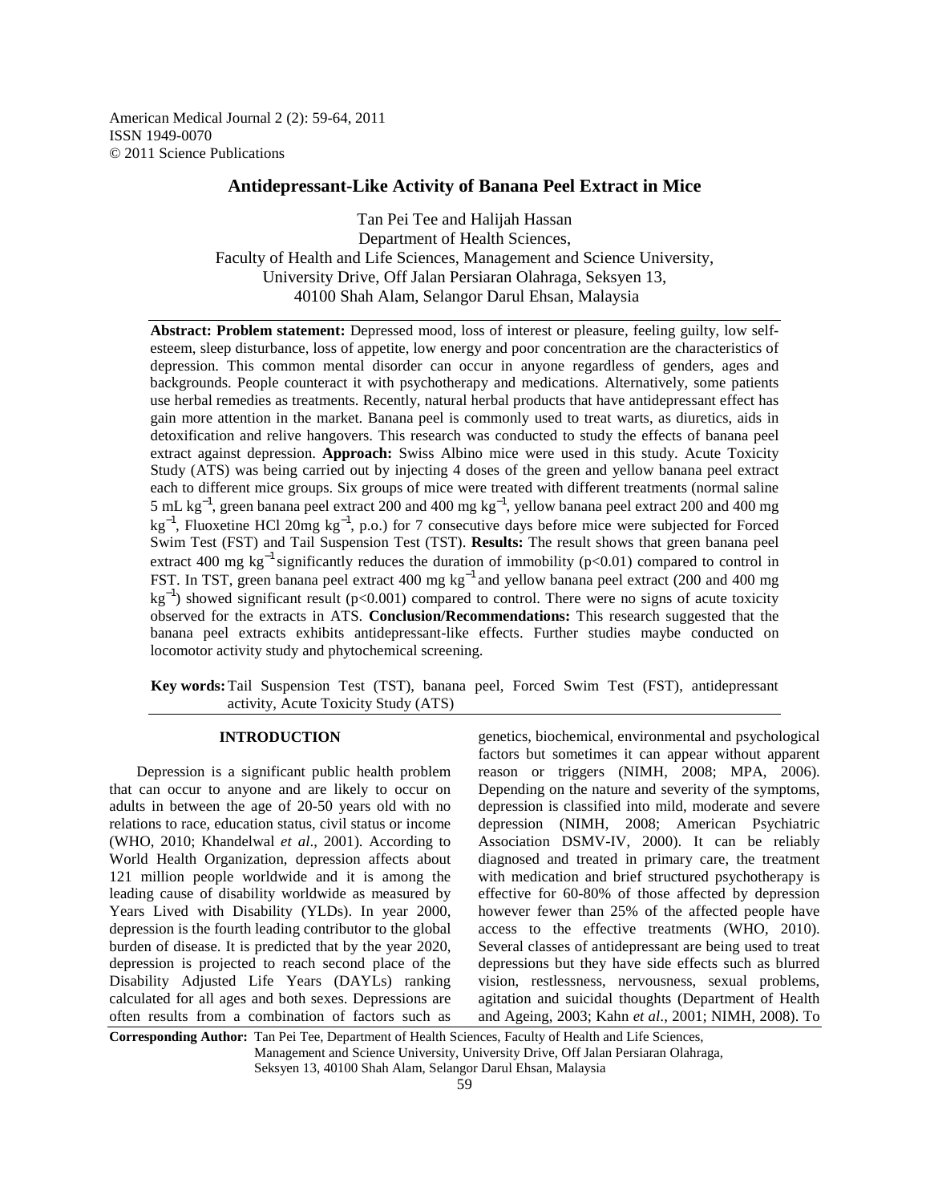# Antidepressant-Like Activity of Banana Peel Extract in Mice

Tan Pei Tee and Halijah Hassan
Department of Health Sciences,
Faculty of Health and Life Sciences, Management and Science University,
University Drive, Off Jalan Persiaran Olahraga, Seksyen 13,
40100 Shah Alam, Selangor Darul Ehsan, Malaysia

**Abstract: Problem statement:** Depressed mood, loss of interest or pleasure, feeling guilty, low self-esteem, sleep disturbance, loss of appetite, low energy and poor concentration are the characteristics of depression. This common mental disorder can occur in anyone regardless of genders, ages and backgrounds. People counteract it with psychotherapy and medications. Alternatively, some patients use herbal remedies as treatments. Recently, natural herbal products that have antidepressant effect has gain more attention in the market. Banana peel is commonly used to treat warts, as diuretics, aids in detoxification and relive hangovers. This research was conducted to study the effects of banana peel extract against depression. **Approach:** Swiss Albino mice were used in this study. Acute Toxicity Study (ATS) was being carried out by injecting 4 doses of the green and yellow banana peel extract each to different mice groups. Six groups of mice were treated with different treatments (normal saline 5 mL $kg^{-1}$, green banana peel extract 200 and 400 mg $kg^{-1}$, yellow banana peel extract 200 and 400 mg $kg^{-1}$, Fluoxetine HCl 20mg $kg^{-1}$, p.o.) for 7 consecutive days before mice were subjected for Forced Swim Test (FST) and Tail Suspension Test (TST). **Results:** The result shows that green banana peel extract 400 mg $kg^{-1}$ significantly reduces the duration of immobility ($p<0.01$) compared to control in FST. In TST, green banana peel extract 400 mg $kg^{-1}$ and yellow banana peel extract (200 and 400 mg $kg^{-1}$) showed significant result ($p<0.001$) compared to control. There were no signs of acute toxicity observed for the extracts in ATS. **Conclusion/Recommendations:** This research suggested that the banana peel extracts exhibits antidepressant-like effects. Further studies maybe conducted on locomotor activity study and phytochemical screening.

**Key words:** Tail Suspension Test (TST), banana peel, Forced Swim Test (FST), antidepressant activity, Acute Toxicity Study (ATS)

## INTRODUCTION

Depression is a significant public health problem that can occur to anyone and are likely to occur on adults in between the age of 20-50 years old with no relations to race, education status, civil status or income (WHO, 2010; Khandelwal *et al*., 2001). According to World Health Organization, depression affects about 121 million people worldwide and it is among the leading cause of disability worldwide as measured by Years Lived with Disability (YLDs). In year 2000, depression is the fourth leading contributor to the global burden of disease. It is predicted that by the year 2020, depression is projected to reach second place of the Disability Adjusted Life Years (DAYLs) ranking calculated for all ages and both sexes. Depressions are often results from a combination of factors such as genetics, biochemical, environmental and psychological factors but sometimes it can appear without apparent reason or triggers (NIMH, 2008; MPA, 2006). Depending on the nature and severity of the symptoms, depression is classified into mild, moderate and severe depression (NIMH, 2008; American Psychiatric Association DSMV-IV, 2000). It can be reliably diagnosed and treated in primary care, the treatment with medication and brief structured psychotherapy is effective for 60-80% of those affected by depression however fewer than 25% of the affected people have access to the effective treatments (WHO, 2010). Several classes of antidepressant are being used to treat depressions but they have side effects such as blurred vision, restlessness, nervousness, sexual problems, agitation and suicidal thoughts (Department of Health and Ageing, 2003; Kahn *et al*., 2001; NIMH, 2008). To

**Corresponding Author:** Tan Pei Tee, Department of Health Sciences, Faculty of Health and Life Sciences, Management and Science University, University Drive, Off Jalan Persiaran Olahraga, Seksyen 13, 40100 Shah Alam, Selangor Darul Ehsan, Malaysia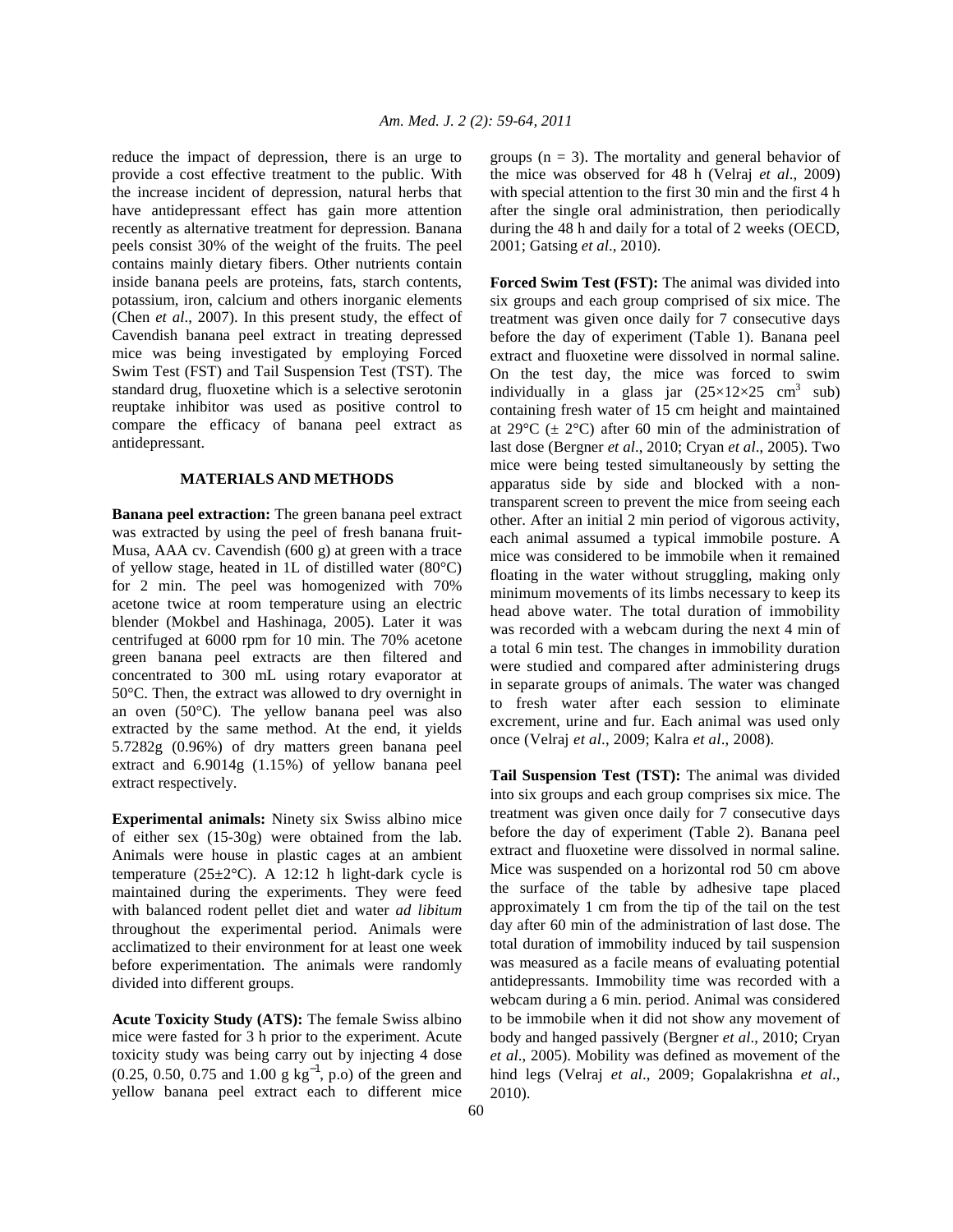reduce the impact of depression, there is an urge to provide a cost effective treatment to the public. With the increase incident of depression, natural herbs that have antidepressant effect has gain more attention recently as alternative treatment for depression. Banana peels consist 30% of the weight of the fruits. The peel contains mainly dietary fibers. Other nutrients contain inside banana peels are proteins, fats, starch contents, potassium, iron, calcium and others inorganic elements (Chen *et al*., 2007). In this present study, the effect of Cavendish banana peel extract in treating depressed mice was being investigated by employing Forced Swim Test (FST) and Tail Suspension Test (TST). The standard drug, fluoxetine which is a selective serotonin reuptake inhibitor was used as positive control to compare the efficacy of banana peel extract as antidepressant.

## MATERIALS AND METHODS

**Banana peel extraction:** The green banana peel extract was extracted by using the peel of fresh banana fruit-Musa, AAA cv. Cavendish (600 g) at green with a trace of yellow stage, heated in 1L of distilled water (80°C) for 2 min. The peel was homogenized with 70% acetone twice at room temperature using an electric blender (Mokbel and Hashinaga, 2005). Later it was centrifuged at 6000 rpm for 10 min. The 70% acetone green banana peel extracts are then filtered and concentrated to 300 mL using rotary evaporator at 50°C. Then, the extract was allowed to dry overnight in an oven (50°C). The yellow banana peel was also extracted by the same method. At the end, it yields 5.7282g (0.96%) of dry matters green banana peel extract and 6.9014g (1.15%) of yellow banana peel extract respectively.

**Experimental animals:** Ninety six Swiss albino mice of either sex (15-30g) were obtained from the lab. Animals were house in plastic cages at an ambient temperature (25±2°C). A 12:12 h light-dark cycle is maintained during the experiments. They were feed with balanced rodent pellet diet and water *ad libitum* throughout the experimental period. Animals were acclimatized to their environment for at least one week before experimentation. The animals were randomly divided into different groups.

**Acute Toxicity Study (ATS):** The female Swiss albino mice were fasted for 3 h prior to the experiment. Acute toxicity study was being carry out by injecting 4 dose (0.25, 0.50, 0.75 and 1.00 g $kg^{-1}$, p.o) of the green and yellow banana peel extract each to different mice groups (n = 3). The mortality and general behavior of the mice was observed for 48 h (Velraj *et al*., 2009) with special attention to the first 30 min and the first 4 h after the single oral administration, then periodically during the 48 h and daily for a total of 2 weeks (OECD, 2001; Gatsing *et al*., 2010).

**Forced Swim Test (FST):** The animal was divided into six groups and each group comprised of six mice. The treatment was given once daily for 7 consecutive days before the day of experiment (Table 1). Banana peel extract and fluoxetine were dissolved in normal saline. On the test day, the mice was forced to swim individually in a glass jar (25×12×25 $cm^3$ sub) containing fresh water of 15 cm height and maintained at 29°C (± 2°C) after 60 min of the administration of last dose (Bergner *et al*., 2010; Cryan *et al*., 2005). Two mice were being tested simultaneously by setting the apparatus side by side and blocked with a non-transparent screen to prevent the mice from seeing each other. After an initial 2 min period of vigorous activity, each animal assumed a typical immobile posture. A mice was considered to be immobile when it remained floating in the water without struggling, making only minimum movements of its limbs necessary to keep its head above water. The total duration of immobility was recorded with a webcam during the next 4 min of a total 6 min test. The changes in immobility duration were studied and compared after administering drugs in separate groups of animals. The water was changed to fresh water after each session to eliminate excrement, urine and fur. Each animal was used only once (Velraj *et al*., 2009; Kalra *et al*., 2008).

**Tail Suspension Test (TST):** The animal was divided into six groups and each group comprises six mice. The treatment was given once daily for 7 consecutive days before the day of experiment (Table 2). Banana peel extract and fluoxetine were dissolved in normal saline. Mice was suspended on a horizontal rod 50 cm above the surface of the table by adhesive tape placed approximately 1 cm from the tip of the tail on the test day after 60 min of the administration of last dose. The total duration of immobility induced by tail suspension was measured as a facile means of evaluating potential antidepressants. Immobility time was recorded with a webcam during a 6 min. period. Animal was considered to be immobile when it did not show any movement of body and hanged passively (Bergner *et al*., 2010; Cryan *et al*., 2005). Mobility was defined as movement of the hind legs (Velraj *et al*., 2009; Gopalakrishna *et al*., 2010).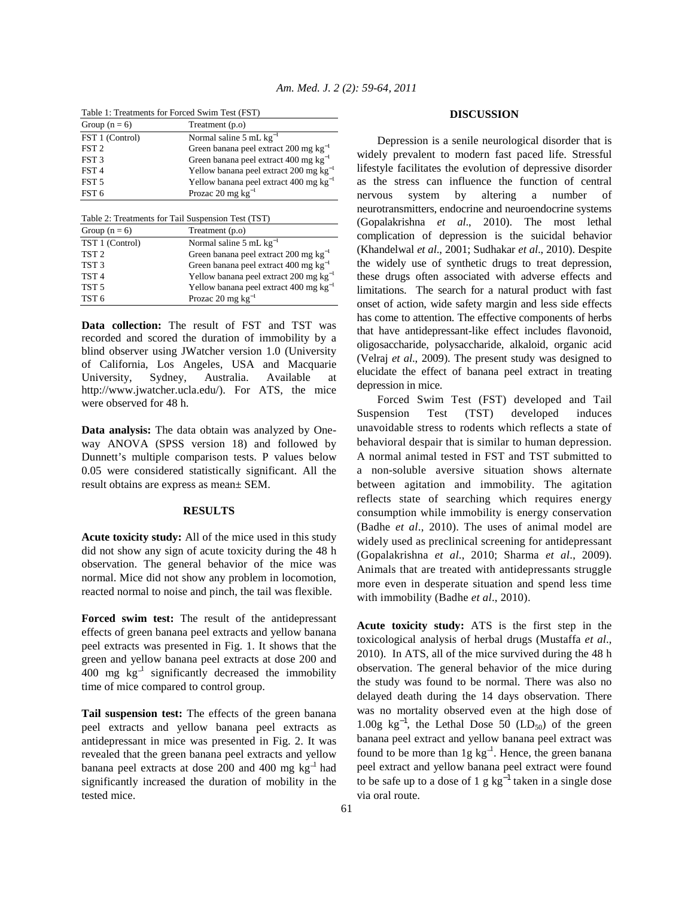Table 1: Treatments for Forced Swim Test (FST)

| Group (n = 6) | Treatment (p.o) |
|---|---|
| FST 1 (Control) | Normal saline 5 mL $kg^{-1}$ |
| FST 2 | Green banana peel extract 200 mg $kg^{-1}$ |
| FST 3 | Green banana peel extract 400 mg $kg^{-1}$ |
| FST 4 | Yellow banana peel extract 200 mg $kg^{-1}$ |
| FST 5 | Yellow banana peel extract 400 mg $kg^{-1}$ |
| FST 6 | Prozac 20 mg $kg^{-1}$ |

Table 2: Treatments for Tail Suspension Test (TST)

| Group (n = 6) | Treatment (p.o) |
|---|---|
| TST 1 (Control) | Normal saline 5 mL $kg^{-1}$ |
| TST 2 | Green banana peel extract 200 mg $kg^{-1}$ |
| TST 3 | Green banana peel extract 400 mg $kg^{-1}$ |
| TST 4 | Yellow banana peel extract 200 mg $kg^{-1}$ |
| TST 5 | Yellow banana peel extract 400 mg $kg^{-1}$ |
| TST 6 | Prozac 20 mg $kg^{-1}$ |

**Data collection:** The result of FST and TST was recorded and scored the duration of immobility by a blind observer using JWatcher version 1.0 (University of California, Los Angeles, USA and Macquarie University, Sydney, Australia. Available at http://www.jwatcher.ucla.edu/). For ATS, the mice were observed for 48 h.

**Data analysis:** The data obtain was analyzed by One-way ANOVA (SPSS version 18) and followed by Dunnett's multiple comparison tests. P values below 0.05 were considered statistically significant. All the result obtains are express as mean± SEM.

## RESULTS

**Acute toxicity study:** All of the mice used in this study did not show any sign of acute toxicity during the 48 h observation. The general behavior of the mice was normal. Mice did not show any problem in locomotion, reacted normal to noise and pinch, the tail was flexible.

**Forced swim test:** The result of the antidepressant effects of green banana peel extracts and yellow banana peel extracts was presented in Fig. 1. It shows that the green and yellow banana peel extracts at dose 200 and 400 mg $kg^{-1}$ significantly decreased the immobility time of mice compared to control group.

**Tail suspension test:** The effects of the green banana peel extracts and yellow banana peel extracts as antidepressant in mice was presented in Fig. 2. It was revealed that the green banana peel extracts and yellow banana peel extracts at dose 200 and 400 mg $kg^{-1}$ had significantly increased the duration of mobility in the tested mice.

## DISCUSSION

Depression is a senile neurological disorder that is widely prevalent to modern fast paced life. Stressful lifestyle facilitates the evolution of depressive disorder as the stress can influence the function of central nervous system by altering a number of neurotransmitters, endocrine and neuroendocrine systems (Gopalakrishna *et al*., 2010). The most lethal complication of depression is the suicidal behavior (Khandelwal *et al*., 2001; Sudhakar *et al*., 2010). Despite the widely use of synthetic drugs to treat depression, these drugs often associated with adverse effects and limitations. The search for a natural product with fast onset of action, wide safety margin and less side effects has come to attention. The effective components of herbs that have antidepressant-like effect includes flavonoid, oligosaccharide, polysaccharide, alkaloid, organic acid (Velraj *et al*., 2009). The present study was designed to elucidate the effect of banana peel extract in treating depression in mice.

Forced Swim Test (FST) developed and Tail Suspension Test (TST) developed induces unavoidable stress to rodents which reflects a state of behavioral despair that is similar to human depression. A normal animal tested in FST and TST submitted to a non-soluble aversive situation shows alternate between agitation and immobility. The agitation reflects state of searching which requires energy consumption while immobility is energy conservation (Badhe *et al*., 2010). The uses of animal model are widely used as preclinical screening for antidepressant (Gopalakrishna *et al*., 2010; Sharma *et al*., 2009). Animals that are treated with antidepressants struggle more even in desperate situation and spend less time with immobility (Badhe *et al*., 2010).

**Acute toxicity study:** ATS is the first step in the toxicological analysis of herbal drugs (Mustaffa *et al*., 2010). In ATS, all of the mice survived during the 48 h observation. The general behavior of the mice during the study was found to be normal. There was also no delayed death during the 14 days observation. There was no mortality observed even at the high dose of 1.00g $kg^{-1}$, the Lethal Dose 50 ($LD_{50}$) of the green banana peel extract and yellow banana peel extract was found to be more than 1g $kg^{-1}$. Hence, the green banana peel extract and yellow banana peel extract were found to be safe up to a dose of 1 g $kg^{-1}$ taken in a single dose via oral route.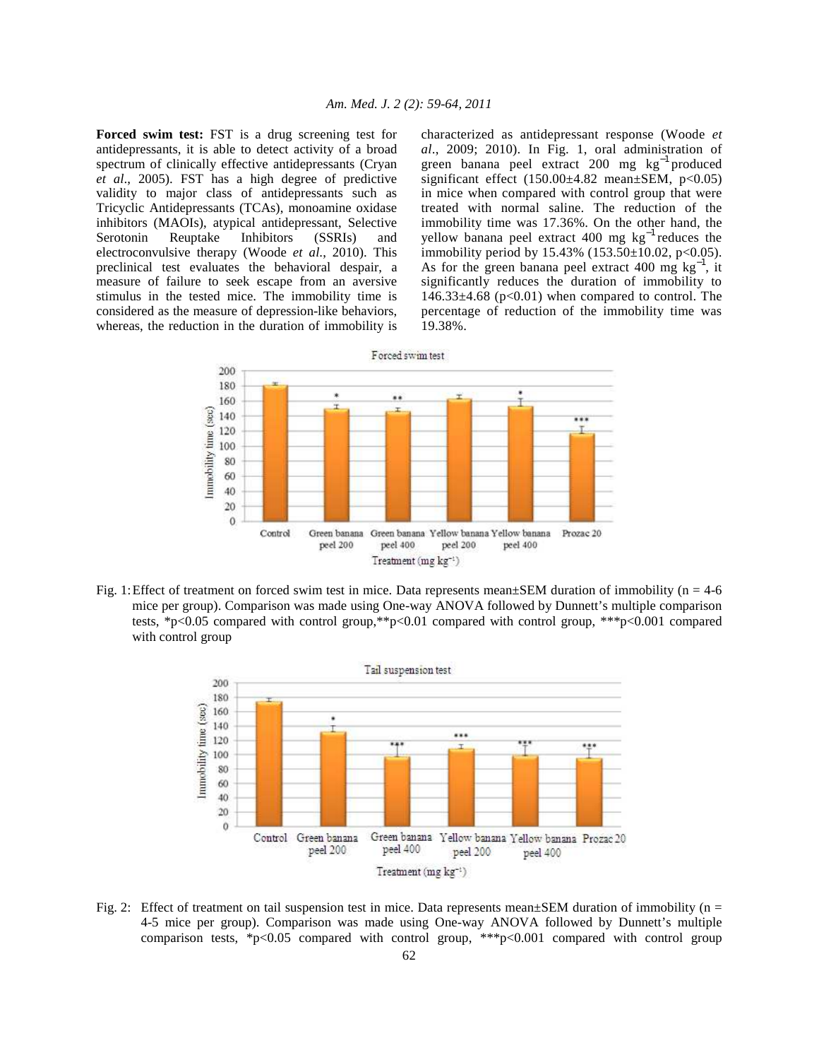**Forced swim test:** FST is a drug screening test for antidepressants, it is able to detect activity of a broad spectrum of clinically effective antidepressants (Cryan *et al*., 2005). FST has a high degree of predictive validity to major class of antidepressants such as Tricyclic Antidepressants (TCAs), monoamine oxidase inhibitors (MAOIs), atypical antidepressant, Selective Serotonin Reuptake Inhibitors (SSRIs) and electroconvulsive therapy (Woode *et al*., 2010). This preclinical test evaluates the behavioral despair, a measure of failure to seek escape from an aversive stimulus in the tested mice. The immobility time is considered as the measure of depression-like behaviors, whereas, the reduction in the duration of immobility is characterized as antidepressant response (Woode *et al*., 2009; 2010). In Fig. 1, oral administration of green banana peel extract 200 mg $kg^{-1}$ produced significant effect (150.00±4.82 mean±SEM, $p<0.05$) in mice when compared with control group that were treated with normal saline. The reduction of the immobility time was 17.36%. On the other hand, the yellow banana peel extract 400 mg $kg^{-1}$ reduces the immobility period by 15.43% (153.50±10.02, $p<0.05$). As for the green banana peel extract 400 mg $kg^{-1}$, it significantly reduces the duration of immobility to 146.33±4.68 ($p<0.01$) when compared to control. The percentage of reduction of the immobility time was 19.38%.

Fig. 1: Effect of treatment on forced swim test in mice. Data represents mean±SEM duration of immobility (n = 4-6 mice per group). Comparison was made using One-way ANOVA followed by Dunnett's multiple comparison tests, *$p<0.05$ compared with control group,**$p<0.01$ compared with control group, ***$p<0.001$ compared with control group

Fig. 2: Effect of treatment on tail suspension test in mice. Data represents mean±SEM duration of immobility (n = 4-5 mice per group). Comparison was made using One-way ANOVA followed by Dunnett's multiple comparison tests, *$p<0.05$ compared with control group, ***$p<0.001$ compared with control group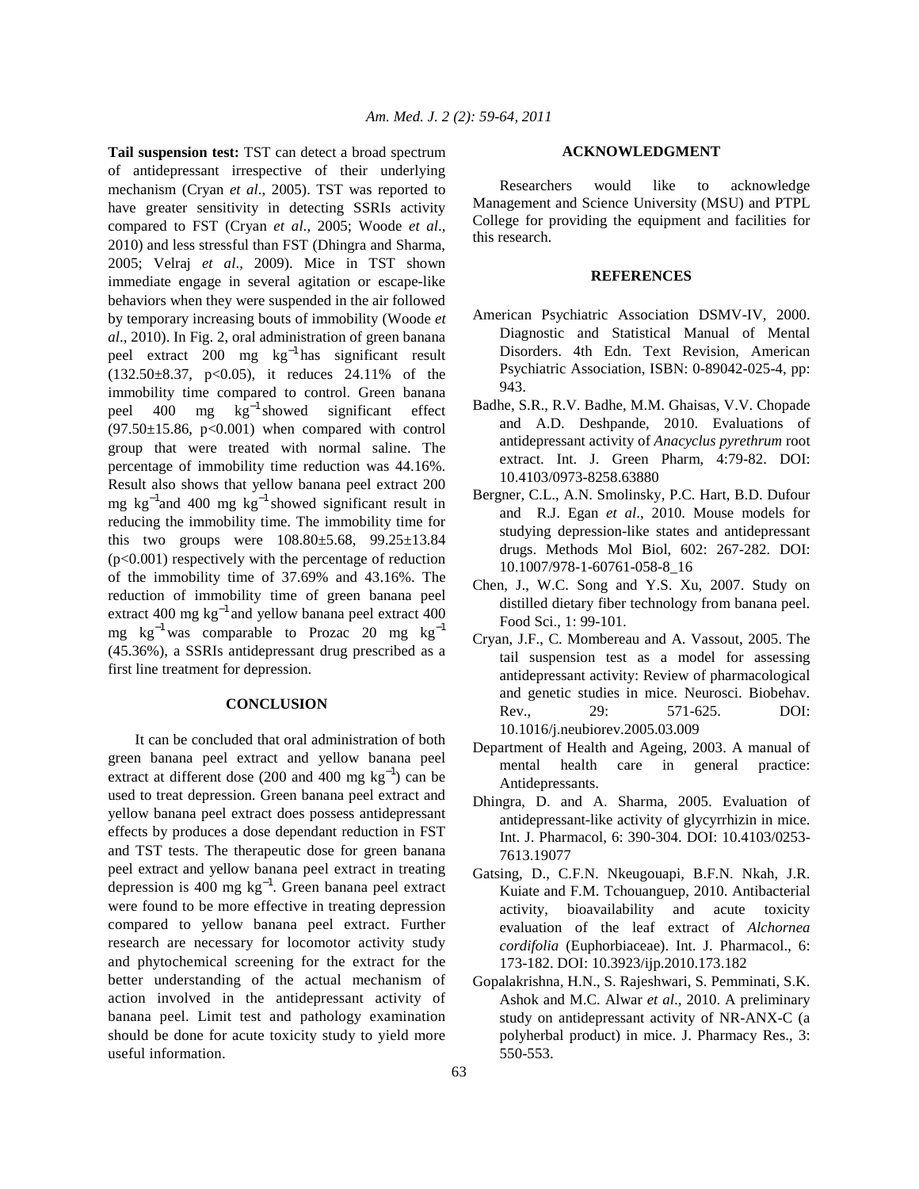**Tail suspension test:** TST can detect a broad spectrum of antidepressant irrespective of their underlying mechanism (Cryan *et al*., 2005). TST was reported to have greater sensitivity in detecting SSRIs activity compared to FST (Cryan *et al*., 2005; Woode *et al*., 2010) and less stressful than FST (Dhingra and Sharma, 2005; Velraj *et al*., 2009). Mice in TST shown immediate engage in several agitation or escape-like behaviors when they were suspended in the air followed by temporary increasing bouts of immobility (Woode *et al*., 2010). In Fig. 2, oral administration of green banana peel extract 200 mg $kg^{-1}$ has significant result (132.50±8.37, $p<0.05$), it reduces 24.11% of the immobility time compared to control. Green banana peel 400 mg $kg^{-1}$ showed significant effect (97.50±15.86, $p<0.001$) when compared with control group that were treated with normal saline. The percentage of immobility time reduction was 44.16%. Result also shows that yellow banana peel extract 200 mg $kg^{-1}$ and 400 mg $kg^{-1}$ showed significant result in reducing the immobility time. The immobility time for this two groups were 108.80±5.68, 99.25±13.84 ($p<0.001$) respectively with the percentage of reduction of the immobility time of 37.69% and 43.16%. The reduction of immobility time of green banana peel extract 400 mg $kg^{-1}$ and yellow banana peel extract 400 mg $kg^{-1}$ was comparable to Prozac 20 mg $kg^{-1}$ (45.36%), a SSRIs antidepressant drug prescribed as a first line treatment for depression.

## CONCLUSION

It can be concluded that oral administration of both green banana peel extract and yellow banana peel extract at different dose (200 and 400 mg $kg^{-1}$) can be used to treat depression. Green banana peel extract and yellow banana peel extract does possess antidepressant effects by produces a dose dependant reduction in FST and TST tests. The therapeutic dose for green banana peel extract and yellow banana peel extract in treating depression is 400 mg $kg^{-1}$. Green banana peel extract were found to be more effective in treating depression compared to yellow banana peel extract. Further research are necessary for locomotor activity study and phytochemical screening for the extract for the better understanding of the actual mechanism of action involved in the antidepressant activity of banana peel. Limit test and pathology examination should be done for acute toxicity study to yield more useful information.

## ACKNOWLEDGMENT

Researchers would like to acknowledge Management and Science University (MSU) and PTPL College for providing the equipment and facilities for this research.

## REFERENCES

American Psychiatric Association DSMV-IV, 2000. Diagnostic and Statistical Manual of Mental Disorders. 4th Edn. Text Revision, American Psychiatric Association, ISBN: 0-89042-025-4, pp: 943.

Badhe, S.R., R.V. Badhe, M.M. Ghaisas, V.V. Chopade and A.D. Deshpande, 2010. Evaluations of antidepressant activity of *Anacyclus pyrethrum* root extract. Int. J. Green Pharm, 4:79-82. DOI: 10.4103/0973-8258.63880

Bergner, C.L., A.N. Smolinsky, P.C. Hart, B.D. Dufour and R.J. Egan *et al*., 2010. Mouse models for studying depression-like states and antidepressant drugs. Methods Mol Biol, 602: 267-282. DOI: 10.1007/978-1-60761-058-8_16

Chen, J., W.C. Song and Y.S. Xu, 2007. Study on distilled dietary fiber technology from banana peel. Food Sci., 1: 99-101.

Cryan, J.F., C. Mombereau and A. Vassout, 2005. The tail suspension test as a model for assessing antidepressant activity: Review of pharmacological and genetic studies in mice. Neurosci. Biobehav. Rev., 29: 571-625. DOI: 10.1016/j.neubiorev.2005.03.009

Department of Health and Ageing, 2003. A manual of mental health care in general practice: Antidepressants.

Dhingra, D. and A. Sharma, 2005. Evaluation of antidepressant-like activity of glycyrrhizin in mice. Int. J. Pharmacol, 6: 390-304. DOI: 10.4103/0253-7613.19077

Gatsing, D., C.F.N. Nkeugouapi, B.F.N. Nkah, J.R. Kuiate and F.M. Tchouanguep, 2010. Antibacterial activity, bioavailability and acute toxicity evaluation of the leaf extract of *Alchornea cordifolia* (Euphorbiaceae). Int. J. Pharmacol., 6: 173-182. DOI: 10.3923/ijp.2010.173.182

Gopalakrishna, H.N., S. Rajeshwari, S. Pemminati, S.K. Ashok and M.C. Alwar *et al*., 2010. A preliminary study on antidepressant activity of NR-ANX-C (a polyherbal product) in mice. J. Pharmacy Res., 3: 550-553.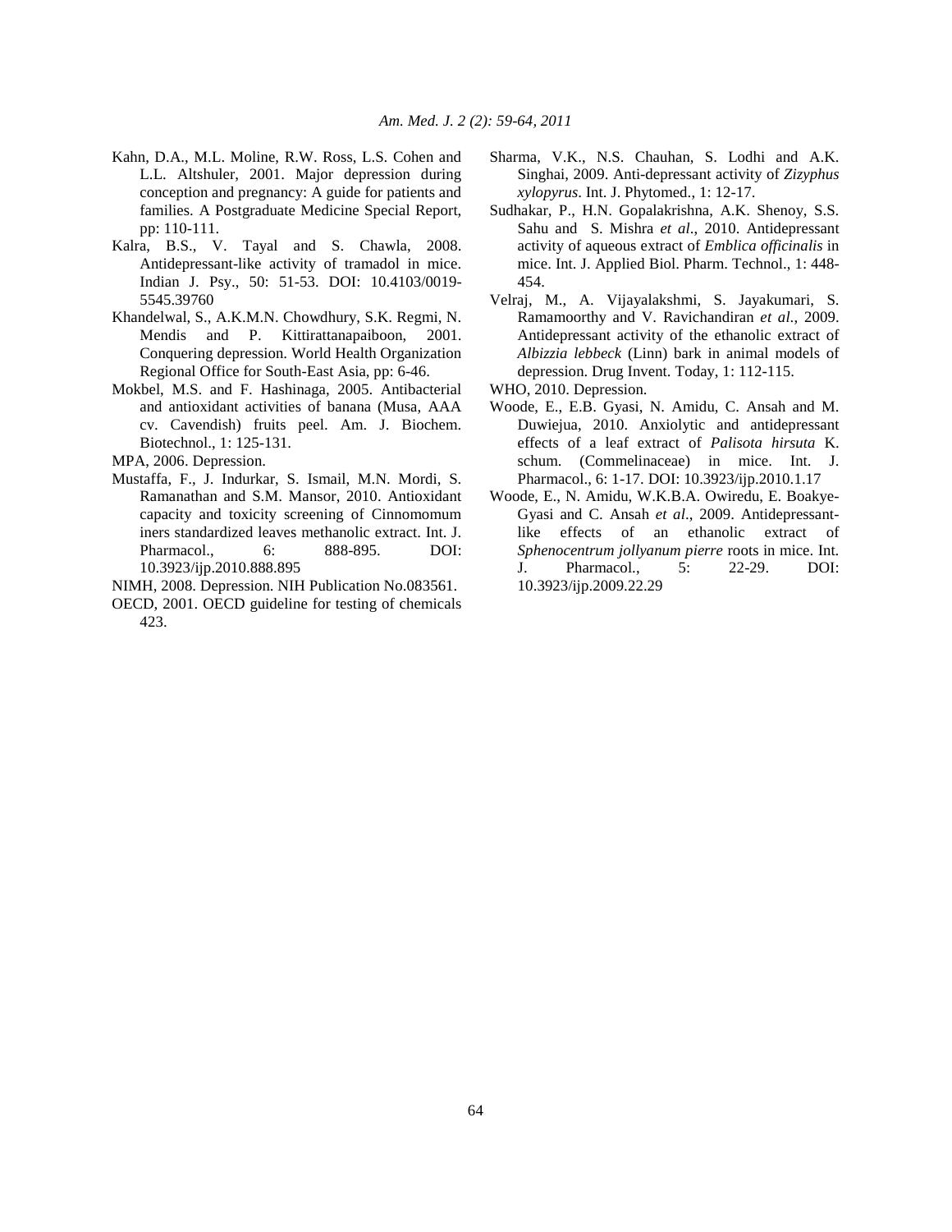Kahn, D.A., M.L. Moline, R.W. Ross, L.S. Cohen and L.L. Altshuler, 2001. Major depression during conception and pregnancy: A guide for patients and families. A Postgraduate Medicine Special Report, pp: 110-111.

Kalra, B.S., V. Tayal and S. Chawla, 2008. Antidepressant-like activity of tramadol in mice. Indian J. Psy., 50: 51-53. DOI: 10.4103/0019-5545.39760

Khandelwal, S., A.K.M.N. Chowdhury, S.K. Regmi, N. Mendis and P. Kittirattanapaiboon, 2001. Conquering depression. World Health Organization Regional Office for South-East Asia, pp: 6-46.

Mokbel, M.S. and F. Hashinaga, 2005. Antibacterial and antioxidant activities of banana (Musa, AAA cv. Cavendish) fruits peel. Am. J. Biochem. Biotechnol., 1: 125-131.

MPA, 2006. Depression.

Mustaffa, F., J. Indurkar, S. Ismail, M.N. Mordi, S. Ramanathan and S.M. Mansor, 2010. Antioxidant capacity and toxicity screening of Cinnomomum iners standardized leaves methanolic extract. Int. J. Pharmacol., 6: 888-895. DOI: 10.3923/ijp.2010.888.895

NIMH, 2008. Depression. NIH Publication No.083561.

OECD, 2001. OECD guideline for testing of chemicals 423.

Sharma, V.K., N.S. Chauhan, S. Lodhi and A.K. Singhai, 2009. Anti-depressant activity of *Zizyphus xylopyrus*. Int. J. Phytomed., 1: 12-17.

Sudhakar, P., H.N. Gopalakrishna, A.K. Shenoy, S.S. Sahu and S. Mishra *et al*., 2010. Antidepressant activity of aqueous extract of *Emblica officinalis* in mice. Int. J. Applied Biol. Pharm. Technol., 1: 448-454.

Velraj, M., A. Vijayalakshmi, S. Jayakumari, S. Ramamoorthy and V. Ravichandiran *et al*., 2009. Antidepressant activity of the ethanolic extract of *Albizzia lebbeck* (Linn) bark in animal models of depression. Drug Invent. Today, 1: 112-115.

WHO, 2010. Depression.

Woode, E., E.B. Gyasi, N. Amidu, C. Ansah and M. Duwiejua, 2010. Anxiolytic and antidepressant effects of a leaf extract of *Palisota hirsuta* K. schum. (Commelinaceae) in mice. Int. J. Pharmacol., 6: 1-17. DOI: 10.3923/ijp.2010.1.17

Woode, E., N. Amidu, W.K.B.A. Owiredu, E. Boakye-Gyasi and C. Ansah *et al*., 2009. Antidepressant-like effects of an ethanolic extract of *Sphenocentrum jollyanum pierre* roots in mice. Int. J. Pharmacol., 5: 22-29. DOI: 10.3923/ijp.2009.22.29